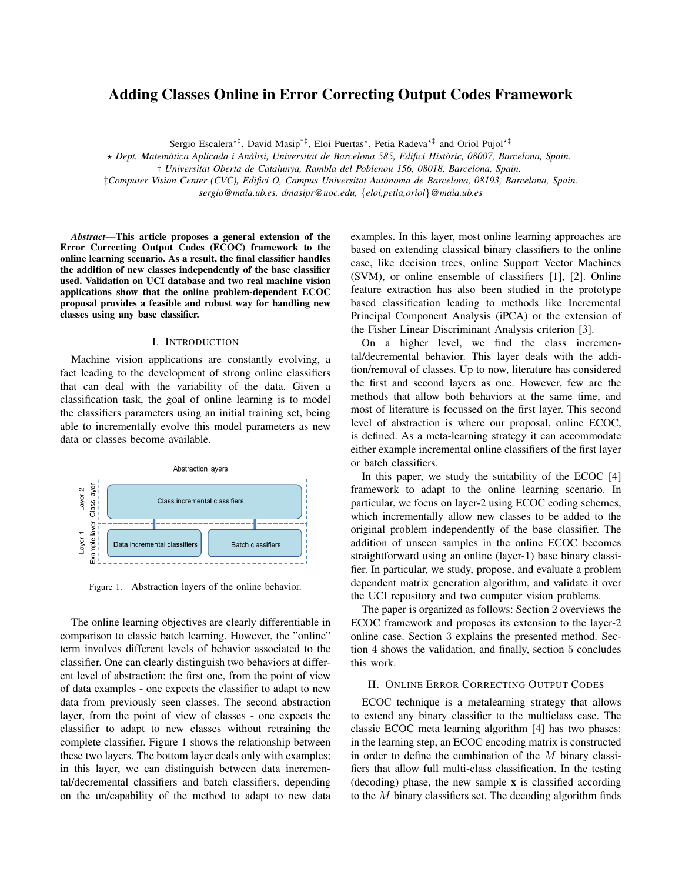# Adding Classes Online in Error Correcting Output Codes Framework

Sergio Escalera[⋆‡], David Masip[†‡], Eloi Puertas[⋆], Petia Radeva[⋆‡] and Oriol Pujol[⋆‡]

⋆ *Dept. Matemàtica Aplicada i Anàlisi, Universitat de Barcelona 585, Edifici Històric, 08007, Barcelona, Spain.*

† *Universitat Oberta de Catalunya, Rambla del Poblenou 156, 08018, Barcelona, Spain.*

‡*Computer Vision Center (CVC), Edifici O, Campus Universitat Autònoma de Barcelona, 08193, Barcelona, Spain.*

*sergio@maia.ub.es, dmasipr@uoc.edu,* {*eloi,petia,oriol*}*@maia.ub.es*

***Abstract*—This article proposes a general extension of the Error Correcting Output Codes (ECOC) framework to the online learning scenario. As a result, the final classifier handles the addition of new classes independently of the base classifier used. Validation on UCI database and two real machine vision applications show that the online problem-dependent ECOC proposal provides a feasible and robust way for handling new classes using any base classifier.**

## I. Introduction

Machine vision applications are constantly evolving, a fact leading to the development of strong online classifiers that can deal with the variability of the data. Given a classification task, the goal of online learning is to model the classifiers parameters using an initial training set, being able to incrementally evolve this model parameters as new data or classes become available.

Figure 1. Abstraction layers of the online behavior.

The online learning objectives are clearly differentiable in comparison to classic batch learning. However, the "online" term involves different levels of behavior associated to the classifier. One can clearly distinguish two behaviors at different level of abstraction: the first one, from the point of view of data examples - one expects the classifier to adapt to new data from previously seen classes. The second abstraction layer, from the point of view of classes - one expects the classifier to adapt to new classes without retraining the complete classifier. Figure 1 shows the relationship between these two layers. The bottom layer deals only with examples; in this layer, we can distinguish between data incremental/decremental classifiers and batch classifiers, depending on the un/capability of the method to adapt to new data examples. In this layer, most online learning approaches are based on extending classical binary classifiers to the online case, like decision trees, online Support Vector Machines (SVM), or online ensemble of classifiers [1], [2]. Online feature extraction has also been studied in the prototype based classification leading to methods like Incremental Principal Component Analysis (iPCA) or the extension of the Fisher Linear Discriminant Analysis criterion [3].

On a higher level, we find the class incremental/decremental behavior. This layer deals with the addition/removal of classes. Up to now, literature has considered the first and second layers as one. However, few are the methods that allow both behaviors at the same time, and most of literature is focussed on the first layer. This second level of abstraction is where our proposal, online ECOC, is defined. As a meta-learning strategy it can accommodate either example incremental online classifiers of the first layer or batch classifiers.

In this paper, we study the suitability of the ECOC [4] framework to adapt to the online learning scenario. In particular, we focus on layer-2 using ECOC coding schemes, which incrementally allow new classes to be added to the original problem independently of the base classifier. The addition of unseen samples in the online ECOC becomes straightforward using an online (layer-1) base binary classifier. In particular, we study, propose, and evaluate a problem dependent matrix generation algorithm, and validate it over the UCI repository and two computer vision problems.

The paper is organized as follows: Section 2 overviews the ECOC framework and proposes its extension to the layer-2 online case. Section 3 explains the presented method. Section 4 shows the validation, and finally, section 5 concludes this work.

## II. Online Error Correcting Output Codes

ECOC technique is a metalearning strategy that allows to extend any binary classifier to the multiclass case. The classic ECOC meta learning algorithm [4] has two phases: in the learning step, an ECOC encoding matrix is constructed in order to define the combination of the $M$ binary classifiers that allow full multi-class classification. In the testing (decoding) phase, the new sample $\mathbf{x}$ is classified according to the $M$ binary classifiers set. The decoding algorithm finds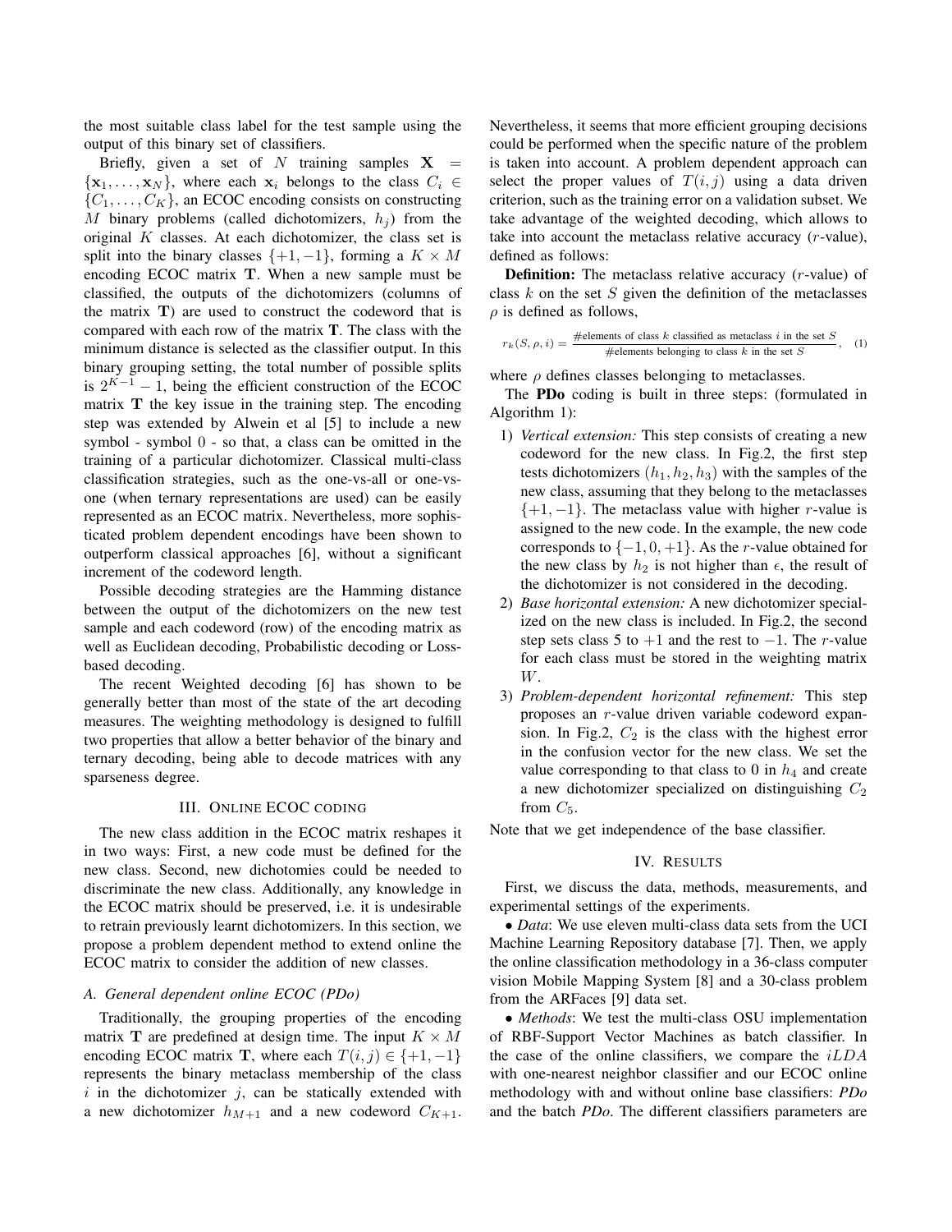the most suitable class label for the test sample using the output of this binary set of classifiers.

Briefly, given a set of $N$ training samples $\mathbf{X} = \{\mathbf{x}_1, \ldots, \mathbf{x}_N\}$, where each $\mathbf{x}_i$ belongs to the class $C_i \in \{C_1, \ldots, C_K\}$, an ECOC encoding consists on constructing $M$ binary problems (called dichotomizers, $h_j$) from the original $K$ classes. At each dichotomizer, the class set is split into the binary classes $\{+1, -1\}$, forming a $K \times M$ encoding ECOC matrix $\mathbf{T}$. When a new sample must be classified, the outputs of the dichotomizers (columns of the matrix $\mathbf{T}$) are used to construct the codeword that is compared with each row of the matrix $\mathbf{T}$. The class with the minimum distance is selected as the classifier output. In this binary grouping setting, the total number of possible splits is $2^{K-1} - 1$, being the efficient construction of the ECOC matrix $\mathbf{T}$ the key issue in the training step. The encoding step was extended by Alwein et al [5] to include a new symbol - symbol 0 - so that, a class can be omitted in the training of a particular dichotomizer. Classical multi-class classification strategies, such as the one-vs-all or one-vs-one (when ternary representations are used) can be easily represented as an ECOC matrix. Nevertheless, more sophisticated problem dependent encodings have been shown to outperform classical approaches [6], without a significant increment of the codeword length.

Possible decoding strategies are the Hamming distance between the output of the dichotomizers on the new test sample and each codeword (row) of the encoding matrix as well as Euclidean decoding, Probabilistic decoding or Loss-based decoding.

The recent Weighted decoding [6] has shown to be generally better than most of the state of the art decoding measures. The weighting methodology is designed to fulfill two properties that allow a better behavior of the binary and ternary decoding, being able to decode matrices with any sparseness degree.

## III. Online ECOC coding

The new class addition in the ECOC matrix reshapes it in two ways: First, a new code must be defined for the new class. Second, new dichotomies could be needed to discriminate the new class. Additionally, any knowledge in the ECOC matrix should be preserved, i.e. it is undesirable to retrain previously learnt dichotomizers. In this section, we propose a problem dependent method to extend online the ECOC matrix to consider the addition of new classes.

### A. General dependent online ECOC (PDo)

Traditionally, the grouping properties of the encoding matrix $\mathbf{T}$ are predefined at design time. The input $K \times M$ encoding ECOC matrix $\mathbf{T}$, where each $T(i, j) \in \{+1, -1\}$ represents the binary metaclass membership of the class $i$ in the dichotomizer $j$, can be statically extended with a new dichotomizer $h_{M+1}$ and a new codeword $C_{K+1}$. Nevertheless, it seems that more efficient grouping decisions should be performed when the specific nature of the problem is taken into account. A problem dependent approach can select the proper values of $T(i, j)$ using a data driven criterion, such as the training error on a validation subset. We take advantage of the weighted decoding, which allows to take into account the metaclass relative accuracy ($r$-value), defined as follows:

**Definition:** The metaclass relative accuracy ($r$-value) of class $k$ on the set $S$ given the definition of the metaclasses $\rho$ is defined as follows,

$$r_k(S, \rho, i) = \frac{\#\text{elements of class } k \text{ classified as metaclass } i \text{ in the set } S}{\#\text{elements belonging to class } k \text{ in the set } S}, \quad (1)$$

where $\rho$ defines classes belonging to metaclasses.

The **PDo** coding is built in three steps: (formulated in Algorithm 1):

1) *Vertical extension:* This step consists of creating a new codeword for the new class. In Fig.2, the first step tests dichotomizers $(h_1, h_2, h_3)$ with the samples of the new class, assuming that they belong to the metaclasses $\{+1, -1\}$. The metaclass value with higher $r$-value is assigned to the new code. In the example, the new code corresponds to $\{-1, 0, +1\}$. As the $r$-value obtained for the new class by $h_2$ is not higher than $\epsilon$, the result of the dichotomizer is not considered in the decoding.
2) *Base horizontal extension:* A new dichotomizer specialized on the new class is included. In Fig.2, the second step sets class 5 to $+1$ and the rest to $-1$. The $r$-value for each class must be stored in the weighting matrix $W$.
3) *Problem-dependent horizontal refinement:* This step proposes an $r$-value driven variable codeword expansion. In Fig.2, $C_2$ is the class with the highest error in the confusion vector for the new class. We set the value corresponding to that class to 0 in $h_4$ and create a new dichotomizer specialized on distinguishing $C_2$ from $C_5$.

Note that we get independence of the base classifier.

## IV. Results

First, we discuss the data, methods, measurements, and experimental settings of the experiments.

• *Data*: We use eleven multi-class data sets from the UCI Machine Learning Repository database [7]. Then, we apply the online classification methodology in a 36-class computer vision Mobile Mapping System [8] and a 30-class problem from the ARFaces [9] data set.

• *Methods*: We test the multi-class OSU implementation of RBF-Support Vector Machines as batch classifier. In the case of the online classifiers, we compare the $iLDA$ with one-nearest neighbor classifier and our ECOC online methodology with and without online base classifiers: ***PDo*** and the batch ***PDo***. The different classifiers parameters are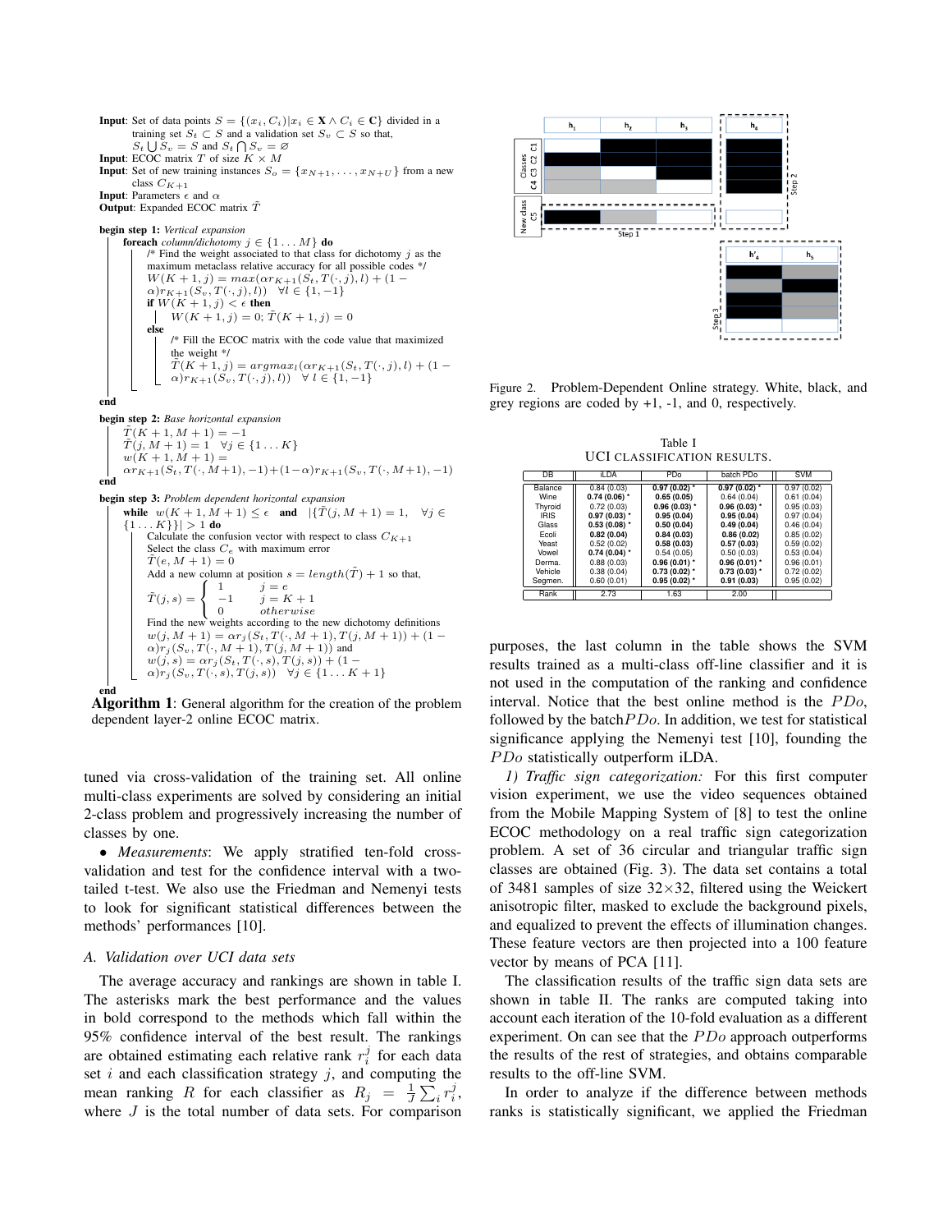**Input**: Set of data points $S = \{(x_i, C_i)|x_i \in \mathbf{X} \wedge C_i \in \mathbf{C}\}$ divided in a training set $S_t \subset S$ and a validation set $S_v \subset S$ so that, $S_t \bigcup S_v = S$ and $S_t \bigcap S_v = \varnothing$

**Input**: ECOC matrix $T$ of size $K \times M$

**Input**: Set of new training instances $S_o = \{x_{N+1}, \ldots, x_{N+U}\}$ from a new class $C_{K+1}$

**Input**: Parameters $\epsilon$ and $\alpha$

**Output**: Expanded ECOC matrix $\tilde{T}$

**begin step 1:** *Vertical expansion*

  **foreach** *column/dichotomy* $j \in \{1 \ldots M\}$ **do**

    /* Find the weight associated to that class for dichotomy $j$ as the maximum metaclass relative accuracy for all possible codes */

    $W(K+1, j) = max(\alpha r_{K+1}(S_t, T(\cdot, j), l) + (1-\alpha) r_{K+1}(S_v, T(\cdot, j), l)) \quad \forall l \in \{1, -1\}$

    **if** $W(K+1, j) < \epsilon$ **then**

      $W(K+1, j) = 0; \tilde{T}(K+1, j) = 0$

    **else**

      /* Fill the ECOC matrix with the code value that maximized the weight */

      $\tilde{T}(K+1, j) = argmax_l(\alpha r_{K+1}(S_t, T(\cdot, j), l) + (1-\alpha) r_{K+1}(S_v, T(\cdot, j), l)) \quad \forall\ l \in \{1, -1\}$

**end**

**begin step 2:** *Base horizontal expansion*

  $\tilde{T}(K+1, M+1) = -1$

  $\tilde{T}(j, M+1) = 1 \quad \forall j \in \{1 \ldots K\}$

  $w(K+1, M+1) = \alpha r_{K+1}(S_t, T(\cdot, M+1), -1) + (1-\alpha) r_{K+1}(S_v, T(\cdot, M+1), -1)$

**end**

**begin step 3:** *Problem dependent horizontal expansion*

  **while** $w(K+1, M+1) \leq \epsilon$ **and** $|\{\tilde{T}(j, M+1) = 1, \quad \forall j \in \{1 \ldots K\}\}| > 1$ **do**

    Calculate the confusion vector with respect to class $C_{K+1}$

    Select the class $C_e$ with maximum error

    $\tilde{T}(e, M+1) = 0$

    Add a new column at position $s = length(\tilde{T}) + 1$ so that,

$$\tilde{T}(j, s) = \begin{cases} 1 & j = e \\ -1 & j = K+1 \\ 0 & otherwise \end{cases}$$

    Find the new weights according to the new dichotomy definitions

    $w(j, M+1) = \alpha r_j(S_t, T(\cdot, M+1), T(j, M+1)) + (1-\alpha) r_j(S_v, T(\cdot, M+1), T(j, M+1))$ and

    $w(j, s) = \alpha r_j(S_t, T(\cdot, s), T(j, s)) + (1-\alpha) r_j(S_v, T(\cdot, s), T(j, s)) \quad \forall j \in \{1 \ldots K+1\}$

**end**

**Algorithm 1**: General algorithm for the creation of the problem dependent layer-2 online ECOC matrix.

tuned via cross-validation of the training set. All online multi-class experiments are solved by considering an initial 2-class problem and progressively increasing the number of classes by one.

- *Measurements*: We apply stratified ten-fold cross-validation and test for the confidence interval with a two-tailed t-test. We also use the Friedman and Nemenyi tests to look for significant statistical differences between the methods' performances [10].

### A. Validation over UCI data sets

The average accuracy and rankings are shown in table I. The asterisks mark the best performance and the values in bold correspond to the methods which fall within the 95% confidence interval of the best result. The rankings are obtained estimating each relative rank $r_i^j$ for each data set $i$ and each classification strategy $j$, and computing the mean ranking $R$ for each classifier as $R_j = \frac{1}{J}\sum_i r_i^j$, where $J$ is the total number of data sets. For comparison

Figure 2. Problem-Dependent Online strategy. White, black, and grey regions are coded by +1, -1, and 0, respectively.

Table I
UCI CLASSIFICATION RESULTS.

| DB | iLDA | PDo | batch PDo | SVM |
|---|---|---|---|---|
| Balance | 0.84 (0.03) | **0.97 (0.02) \*** | **0.97 (0.02) \*** | 0.97 (0.02) |
| Wine | **0.74 (0.06) \*** | **0.65 (0.05)** | 0.64 (0.04) | 0.61 (0.04) |
| Thyroid | 0.72 (0.03) | **0.96 (0.03) \*** | **0.96 (0.03) \*** | 0.95 (0.03) |
| IRIS | **0.97 (0.03) \*** | **0.95 (0.04)** | **0.95 (0.04)** | 0.97 (0.04) |
| Glass | **0.53 (0.08) \*** | **0.50 (0.04)** | **0.49 (0.04)** | 0.46 (0.04) |
| Ecoli | **0.82 (0.04)** | **0.84 (0.03)** | **0.86 (0.02)** | 0.85 (0.02) |
| Yeast | 0.52 (0.02) | **0.58 (0.03)** | **0.57 (0.03)** | 0.59 (0.02) |
| Vowel | **0.74 (0.04) \*** | 0.54 (0.05) | 0.50 (0.03) | 0.53 (0.04) |
| Derma. | 0.88 (0.03) | **0.96 (0.01) \*** | **0.96 (0.01) \*** | 0.96 (0.01) |
| Vehicle | 0.38 (0.04) | **0.73 (0.02) \*** | **0.73 (0.03) \*** | 0.72 (0.02) |
| Segmen. | 0.60 (0.01) | **0.95 (0.02) \*** | **0.91 (0.03)** | 0.95 (0.02) |
| Rank | 2.73 | 1.63 | 2.00 | |

purposes, the last column in the table shows the SVM results trained as a multi-class off-line classifier and it is not used in the computation of the ranking and confidence interval. Notice that the best online method is the $PDo$, followed by the batch$PDo$. In addition, we test for statistical significance applying the Nemenyi test [10], founding the $PDo$ statistically outperform iLDA.

*1) Traffic sign categorization:* For this first computer vision experiment, we use the video sequences obtained from the Mobile Mapping System of [8] to test the online ECOC methodology on a real traffic sign categorization problem. A set of 36 circular and triangular traffic sign classes are obtained (Fig. 3). The data set contains a total of 3481 samples of size 32×32, filtered using the Weickert anisotropic filter, masked to exclude the background pixels, and equalized to prevent the effects of illumination changes. These feature vectors are then projected into a 100 feature vector by means of PCA [11].

The classification results of the traffic sign data sets are shown in table II. The ranks are computed taking into account each iteration of the 10-fold evaluation as a different experiment. On can see that the $PDo$ approach outperforms the results of the rest of strategies, and obtains comparable results to the off-line SVM.

In order to analyze if the difference between methods ranks is statistically significant, we applied the Friedman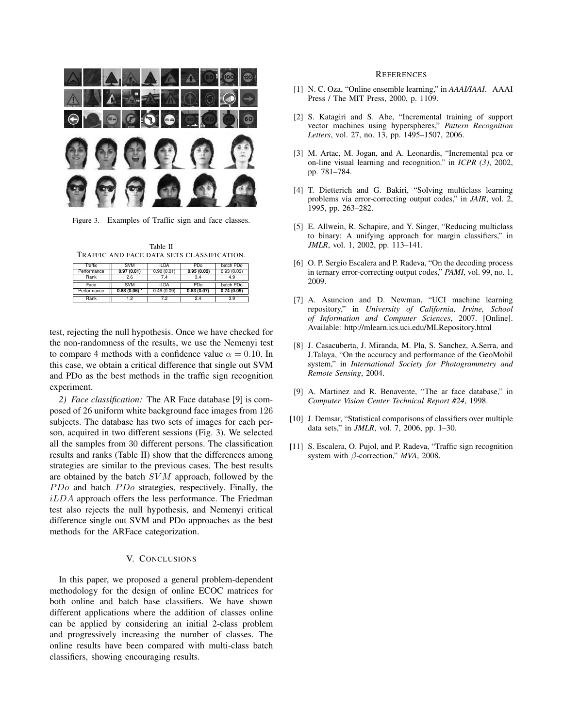Figure 3. Examples of Traffic sign and face classes.

Table II
TRAFFIC AND FACE DATA SETS CLASSIFICATION.

| Traffic | SVM | iLDA | PDo | batch PDo |
|---|---|---|---|---|
| Performance | **0.97 (0.01)** | 0.90 (0.01) | **0.95 (0.02)** | 0.93 (0.03) |
| Rank | 2.6 | 7.4 | 3.4 | 4.9 |
| Face | SVM | iLDA | PDo | batch PDo |
| Performance | **0.88 (0.06)** * | 0.49 (0.09) | **0.83 (0.07)** | **0.74 (0.09)** |
| Rank | 1.2 | 7.2 | 2.4 | 3.9 |

test, rejecting the null hypothesis. Once we have checked for the non-randomness of the results, we use the Nemenyi test to compare 4 methods with a confidence value $\alpha = 0.10$. In this case, we obtain a critical difference that single out SVM and PDo as the best methods in the traffic sign recognition experiment.

*2) Face classification:* The AR Face database [9] is composed of 26 uniform white background face images from 126 subjects. The database has two sets of images for each person, acquired in two different sessions (Fig. 3). We selected all the samples from 30 different persons. The classification results and ranks (Table II) show that the differences among strategies are similar to the previous cases. The best results are obtained by the batch $SVM$ approach, followed by the $PDo$ and batch $PDo$ strategies, respectively. Finally, the $iLDA$ approach offers the less performance. The Friedman test also rejects the null hypothesis, and Nemenyi critical difference single out SVM and PDo approaches as the best methods for the ARFace categorization.

## V. CONCLUSIONS

In this paper, we proposed a general problem-dependent methodology for the design of online ECOC matrices for both online and batch base classifiers. We have shown different applications where the addition of classes online can be applied by considering an initial 2-class problem and progressively increasing the number of classes. The online results have been compared with multi-class batch classifiers, showing encouraging results.

## REFERENCES

[1] N. C. Oza, "Online ensemble learning," in *AAAI/IAAI*. AAAI Press / The MIT Press, 2000, p. 1109.

[2] S. Katagiri and S. Abe, "Incremental training of support vector machines using hyperspheres," *Pattern Recognition Letters*, vol. 27, no. 13, pp. 1495–1507, 2006.

[3] M. Artac, M. Jogan, and A. Leonardis, "Incremental pca or on-line visual learning and recognition." in *ICPR (3)*, 2002, pp. 781–784.

[4] T. Dietterich and G. Bakiri, "Solving multiclass learning problems via error-correcting output codes," in *JAIR*, vol. 2, 1995, pp. 263–282.

[5] E. Allwein, R. Schapire, and Y. Singer, "Reducing multiclass to binary: A unifying approach for margin classifiers," in *JMLR*, vol. 1, 2002, pp. 113–141.

[6] O. P. Sergio Escalera and P. Radeva, "On the decoding process in ternary error-correcting output codes," *PAMI*, vol. 99, no. 1, 2009.

[7] A. Asuncion and D. Newman, "UCI machine learning repository," in *University of California, Irvine, School of Information and Computer Sciences*, 2007. [Online]. Available: http://mlearn.ics.uci.edu/MLRepository.html

[8] J. Casacuberta, J. Miranda, M. Pla, S. Sanchez, A.Serra, and J.Talaya, "On the accuracy and performance of the GeoMobil system," in *International Society for Photogrammetry and Remote Sensing*, 2004.

[9] A. Martinez and R. Benavente, "The ar face database," in *Computer Vision Center Technical Report #24*, 1998.

[10] J. Demsar, "Statistical comparisons of classifiers over multiple data sets," in *JMLR*, vol. 7, 2006, pp. 1–30.

[11] S. Escalera, O. Pujol, and P. Radeva, "Traffic sign recognition system with $\beta$-correction," *MVA*, 2008.